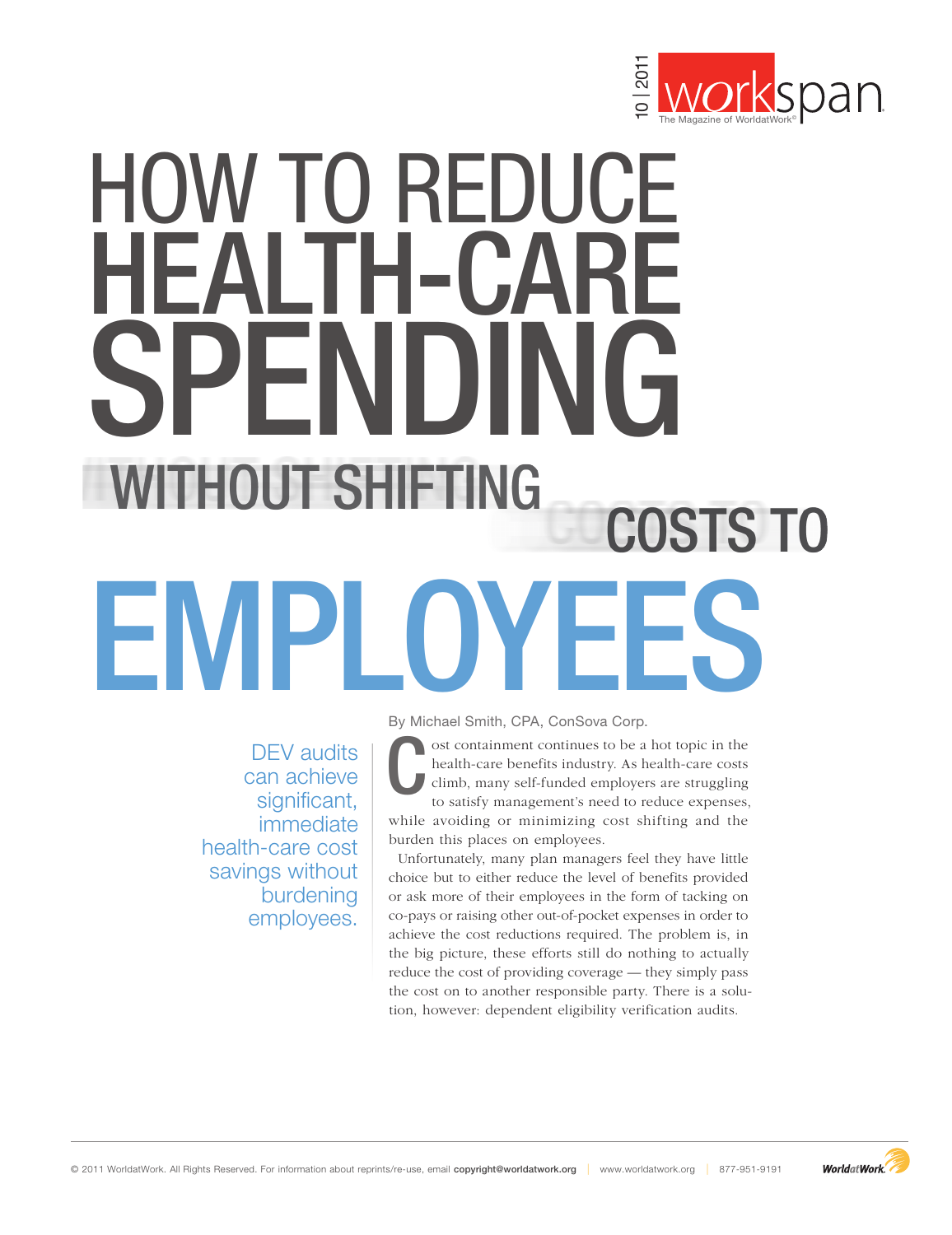# HOW TO REDUCE HEALTH-CARE SPENDING WITHOUT SHIFTING COSTS TO EMPLOYEES

By Michael Smith, CPA, ConSova Corp.

DEV audits can achieve significant, immediate health-care cost savings without burdening employees.

Cost containment continues to be a hot topic in the health-care benefits industry. As health-care costs climb, many self-funded employers are struggling to satisfy management's need to reduce expenses, while avoiding or minimizing cost shifting and the burden this places on employees.

Unfortunately, many plan managers feel they have little choice but to either reduce the level of benefits provided or ask more of their employees in the form of tacking on co-pays or raising other out-of-pocket expenses in order to achieve the cost reductions required. The problem is, in the big picture, these efforts still do nothing to actually reduce the cost of providing coverage — they simply pass the cost on to another responsible party. There is a solution, however: dependent eligibility verification audits.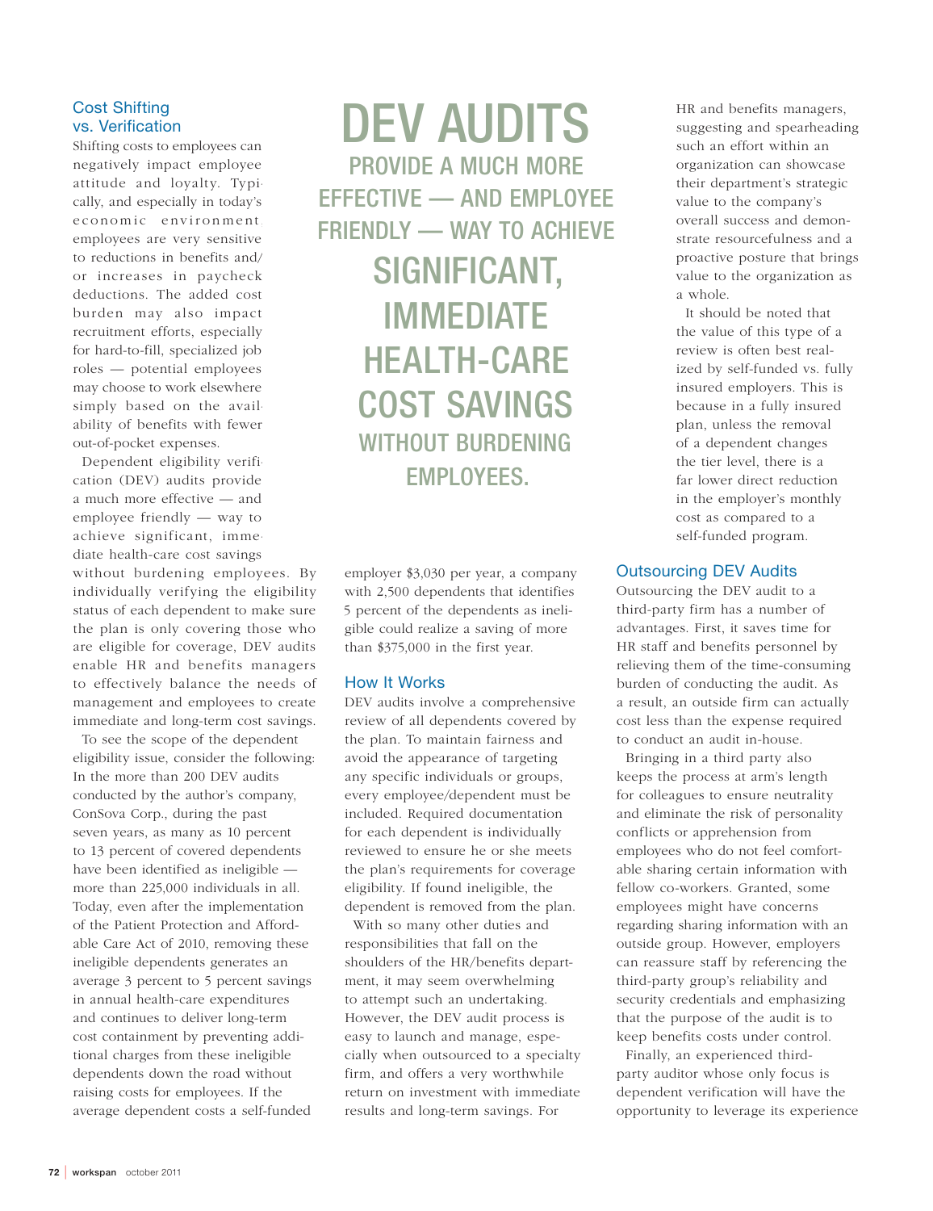## Cost Shifting vs. Verification

Shifting costs to employees can negatively impact employee attitude and loyalty. Typically, and especially in today's economic environment, employees are very sensitive to reductions in benefits and/or increases in paycheck deductions. The added cost burden may also impact recruitment efforts, especially for hard-to-fill, specialized job roles — potential employees may choose to work elsewhere simply based on the availability of benefits with fewer out-of-pocket expenses.

Dependent eligibility verification (DEV) audits provide a much more effective — and employee friendly — way to achieve significant, immediate health-care cost savings without burdening employees. By individually verifying the eligibility status of each dependent to make sure the plan is only covering those who are eligible for coverage, DEV audits enable HR and benefits managers to effectively balance the needs of management and employees to create immediate and long-term cost savings.

To see the scope of the dependent eligibility issue, consider the following: In the more than 200 DEV audits conducted by the author's company, ConSova Corp., during the past seven years, as many as 10 percent to 13 percent of covered dependents have been identified as ineligible — more than 225,000 individuals in all. Today, even after the implementation of the Patient Protection and Affordable Care Act of 2010, removing these ineligible dependents generates an average 3 percent to 5 percent savings in annual health-care expenditures and continues to deliver long-term cost containment by preventing additional charges from these ineligible dependents down the road without raising costs for employees. If the average dependent costs a self-funded employer $3,030 per year, a company with 2,500 dependents that identifies 5 percent of the dependents as ineligible could realize a saving of more than $375,000 in the first year.

> DEV AUDITS PROVIDE A MUCH MORE EFFECTIVE — AND EMPLOYEE FRIENDLY — WAY TO ACHIEVE SIGNIFICANT, IMMEDIATE HEALTH-CARE COST SAVINGS WITHOUT BURDENING EMPLOYEES.

## How It Works

DEV audits involve a comprehensive review of all dependents covered by the plan. To maintain fairness and avoid the appearance of targeting any specific individuals or groups, every employee/dependent must be included. Required documentation for each dependent is individually reviewed to ensure he or she meets the plan's requirements for coverage eligibility. If found ineligible, the dependent is removed from the plan.

With so many other duties and responsibilities that fall on the shoulders of the HR/benefits department, it may seem overwhelming to attempt such an undertaking. However, the DEV audit process is easy to launch and manage, especially when outsourced to a specialty firm, and offers a very worthwhile return on investment with immediate results and long-term savings. For HR and benefits managers, suggesting and spearheading such an effort within an organization can showcase their department's strategic value to the company's overall success and demonstrate resourcefulness and a proactive posture that brings value to the organization as a whole.

It should be noted that the value of this type of a review is often best realized by self-funded vs. fully insured employers. This is because in a fully insured plan, unless the removal of a dependent changes the tier level, there is a far lower direct reduction in the employer's monthly cost as compared to a self-funded program.

## Outsourcing DEV Audits

Outsourcing the DEV audit to a third-party firm has a number of advantages. First, it saves time for HR staff and benefits personnel by relieving them of the time-consuming burden of conducting the audit. As a result, an outside firm can actually cost less than the expense required to conduct an audit in-house.

Bringing in a third party also keeps the process at arm's length for colleagues to ensure neutrality and eliminate the risk of personality conflicts or apprehension from employees who do not feel comfortable sharing certain information with fellow co-workers. Granted, some employees might have concerns regarding sharing information with an outside group. However, employers can reassure staff by referencing the third-party group's reliability and security credentials and emphasizing that the purpose of the audit is to keep benefits costs under control.

Finally, an experienced third-party auditor whose only focus is dependent verification will have the opportunity to leverage its experience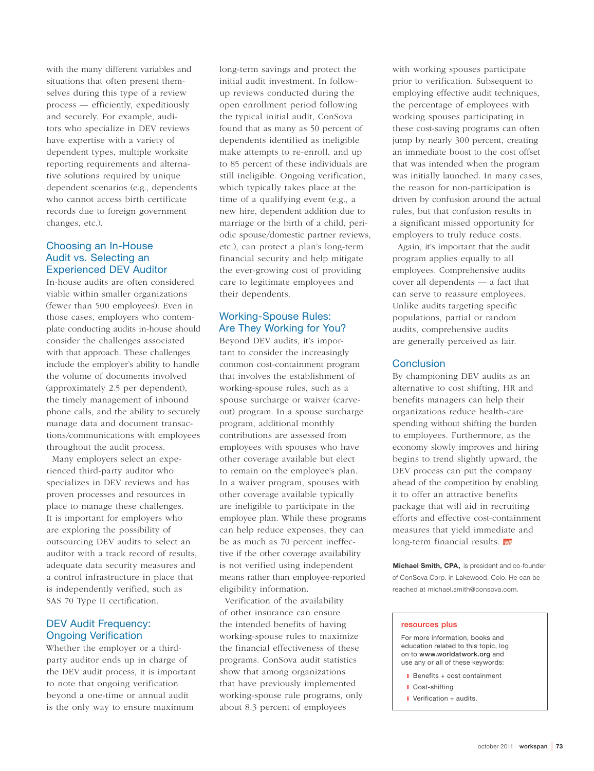with the many different variables and situations that often present themselves during this type of a review process — efficiently, expeditiously and securely. For example, auditors who specialize in DEV reviews have expertise with a variety of dependent types, multiple worksite reporting requirements and alternative solutions required by unique dependent scenarios (e.g., dependents who cannot access birth certificate records due to foreign government changes, etc.).

## Choosing an In-House Audit vs. Selecting an Experienced DEV Auditor

In-house audits are often considered viable within smaller organizations (fewer than 500 employees). Even in those cases, employers who contemplate conducting audits in-house should consider the challenges associated with that approach. These challenges include the employer's ability to handle the volume of documents involved (approximately 2.5 per dependent), the timely management of inbound phone calls, and the ability to securely manage data and document transactions/communications with employees throughout the audit process.

Many employers select an experienced third-party auditor who specializes in DEV reviews and has proven processes and resources in place to manage these challenges. It is important for employers who are exploring the possibility of outsourcing DEV audits to select an auditor with a track record of results, adequate data security measures and a control infrastructure in place that is independently verified, such as SAS 70 Type II certification.

## DEV Audit Frequency: Ongoing Verification

Whether the employer or a third-party auditor ends up in charge of the DEV audit process, it is important to note that ongoing verification beyond a one-time or annual audit is the only way to ensure maximum long-term savings and protect the initial audit investment. In follow-up reviews conducted during the open enrollment period following the typical initial audit, ConSova found that as many as 50 percent of dependents identified as ineligible make attempts to re-enroll, and up to 85 percent of these individuals are still ineligible. Ongoing verification, which typically takes place at the time of a qualifying event (e.g., a new hire, dependent addition due to marriage or the birth of a child, periodic spouse/domestic partner reviews, etc.), can protect a plan's long-term financial security and help mitigate the ever-growing cost of providing care to legitimate employees and their dependents.

## Working-Spouse Rules: Are They Working for You?

Beyond DEV audits, it's important to consider the increasingly common cost-containment program that involves the establishment of working-spouse rules, such as a spouse surcharge or waiver (carve-out) program. In a spouse surcharge program, additional monthly contributions are assessed from employees with spouses who have other coverage available but elect to remain on the employee's plan. In a waiver program, spouses with other coverage available typically are ineligible to participate in the employee plan. While these programs can help reduce expenses, they can be as much as 70 percent ineffective if the other coverage availability is not verified using independent means rather than employee-reported eligibility information.

Verification of the availability of other insurance can ensure the intended benefits of having working-spouse rules to maximize the financial effectiveness of these programs. ConSova audit statistics show that among organizations that have previously implemented working-spouse rule programs, only about 8.3 percent of employees with working spouses participate prior to verification. Subsequent to employing effective audit techniques, the percentage of employees with working spouses participating in these cost-saving programs can often jump by nearly 300 percent, creating an immediate boost to the cost offset that was intended when the program was initially launched. In many cases, the reason for non-participation is driven by confusion around the actual rules, but that confusion results in a significant missed opportunity for employers to truly reduce costs.

Again, it's important that the audit program applies equally to all employees. Comprehensive audits cover all dependents — a fact that can serve to reassure employees. Unlike audits targeting specific populations, partial or random audits, comprehensive audits are generally perceived as fair.

## Conclusion

By championing DEV audits as an alternative to cost shifting, HR and benefits managers can help their organizations reduce health-care spending without shifting the burden to employees. Furthermore, as the economy slowly improves and hiring begins to trend slightly upward, the DEV process can put the company ahead of the competition by enabling it to offer an attractive benefits package that will aid in recruiting efforts and effective cost-containment measures that yield immediate and long-term financial results.

**Michael Smith, CPA,** is president and co-founder of ConSova Corp. in Lakewood, Colo. He can be reached at michael.smith@consova.com.

### resources plus

For more information, books and education related to this topic, log on to **www.worldatwork.org** and use any or all of these keywords:

- Benefits + cost containment
- Cost-shifting
- Verification + audits.